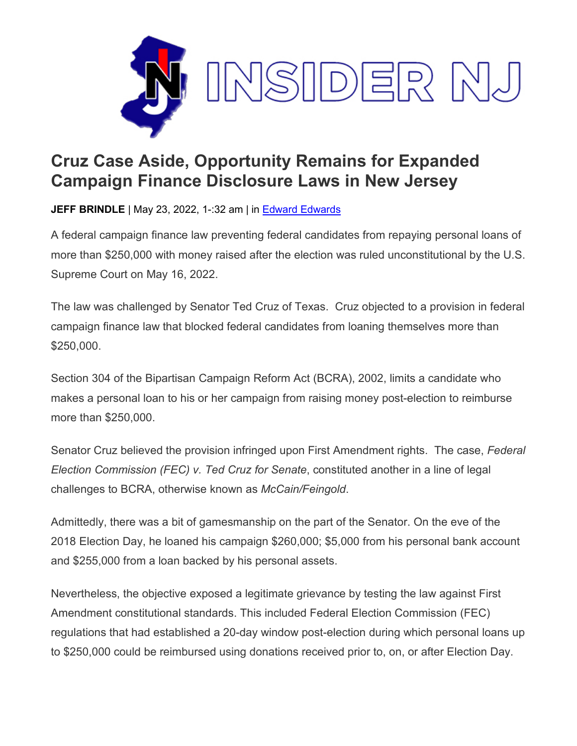# Cruz Case Aside, Opportunity Remains for Expanded Campaign Finance Disclosure Laws in New Jersey

**JEFF BRINDLE** | May 23, 2022, 1-:32 am | in Edward Edwards

A federal campaign finance law preventing federal candidates from repaying personal loans of more than $250,000 with money raised after the election was ruled unconstitutional by the U.S. Supreme Court on May 16, 2022.

The law was challenged by Senator Ted Cruz of Texas. Cruz objected to a provision in federal campaign finance law that blocked federal candidates from loaning themselves more than $250,000.

Section 304 of the Bipartisan Campaign Reform Act (BCRA), 2002, limits a candidate who makes a personal loan to his or her campaign from raising money post-election to reimburse more than $250,000.

Senator Cruz believed the provision infringed upon First Amendment rights. The case, *Federal Election Commission (FEC) v. Ted Cruz for Senate*, constituted another in a line of legal challenges to BCRA, otherwise known as *McCain/Feingold*.

Admittedly, there was a bit of gamesmanship on the part of the Senator. On the eve of the 2018 Election Day, he loaned his campaign $260,000; $5,000 from his personal bank account and $255,000 from a loan backed by his personal assets.

Nevertheless, the objective exposed a legitimate grievance by testing the law against First Amendment constitutional standards. This included Federal Election Commission (FEC) regulations that had established a 20-day window post-election during which personal loans up to $250,000 could be reimbursed using donations received prior to, on, or after Election Day.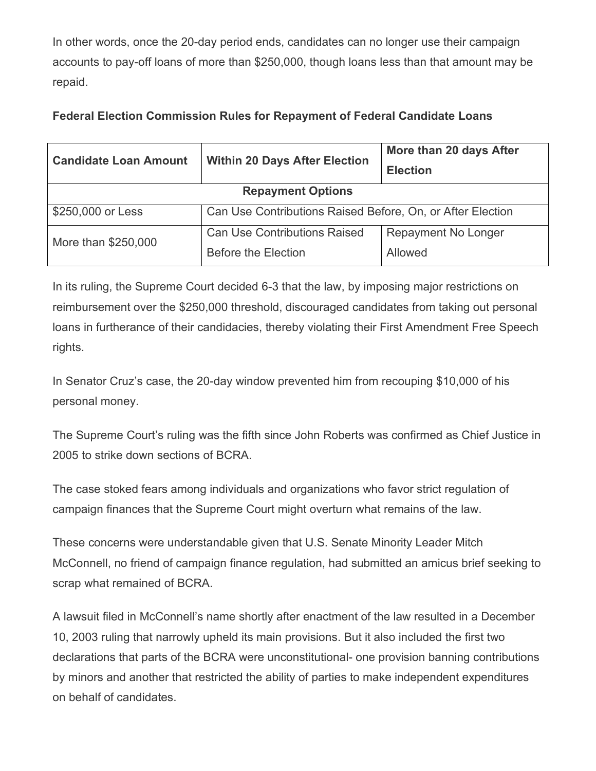In other words, once the 20-day period ends, candidates can no longer use their campaign accounts to pay-off loans of more than $250,000, though loans less than that amount may be repaid.

**Federal Election Commission Rules for Repayment of Federal Candidate Loans**

| **Candidate Loan Amount** | **Within 20 Days After Election** | **More than 20 days After Election** |
| --- | --- | --- |
| **Repayment Options** | | |
| $250,000 or Less | Can Use Contributions Raised Before, On, or After Election | |
| More than $250,000 | Can Use Contributions Raised Before the Election | Repayment No Longer Allowed |

In its ruling, the Supreme Court decided 6-3 that the law, by imposing major restrictions on reimbursement over the $250,000 threshold, discouraged candidates from taking out personal loans in furtherance of their candidacies, thereby violating their First Amendment Free Speech rights.

In Senator Cruz's case, the 20-day window prevented him from recouping $10,000 of his personal money.

The Supreme Court's ruling was the fifth since John Roberts was confirmed as Chief Justice in 2005 to strike down sections of BCRA.

The case stoked fears among individuals and organizations who favor strict regulation of campaign finances that the Supreme Court might overturn what remains of the law.

These concerns were understandable given that U.S. Senate Minority Leader Mitch McConnell, no friend of campaign finance regulation, had submitted an amicus brief seeking to scrap what remained of BCRA.

A lawsuit filed in McConnell's name shortly after enactment of the law resulted in a December 10, 2003 ruling that narrowly upheld its main provisions. But it also included the first two declarations that parts of the BCRA were unconstitutional- one provision banning contributions by minors and another that restricted the ability of parties to make independent expenditures on behalf of candidates.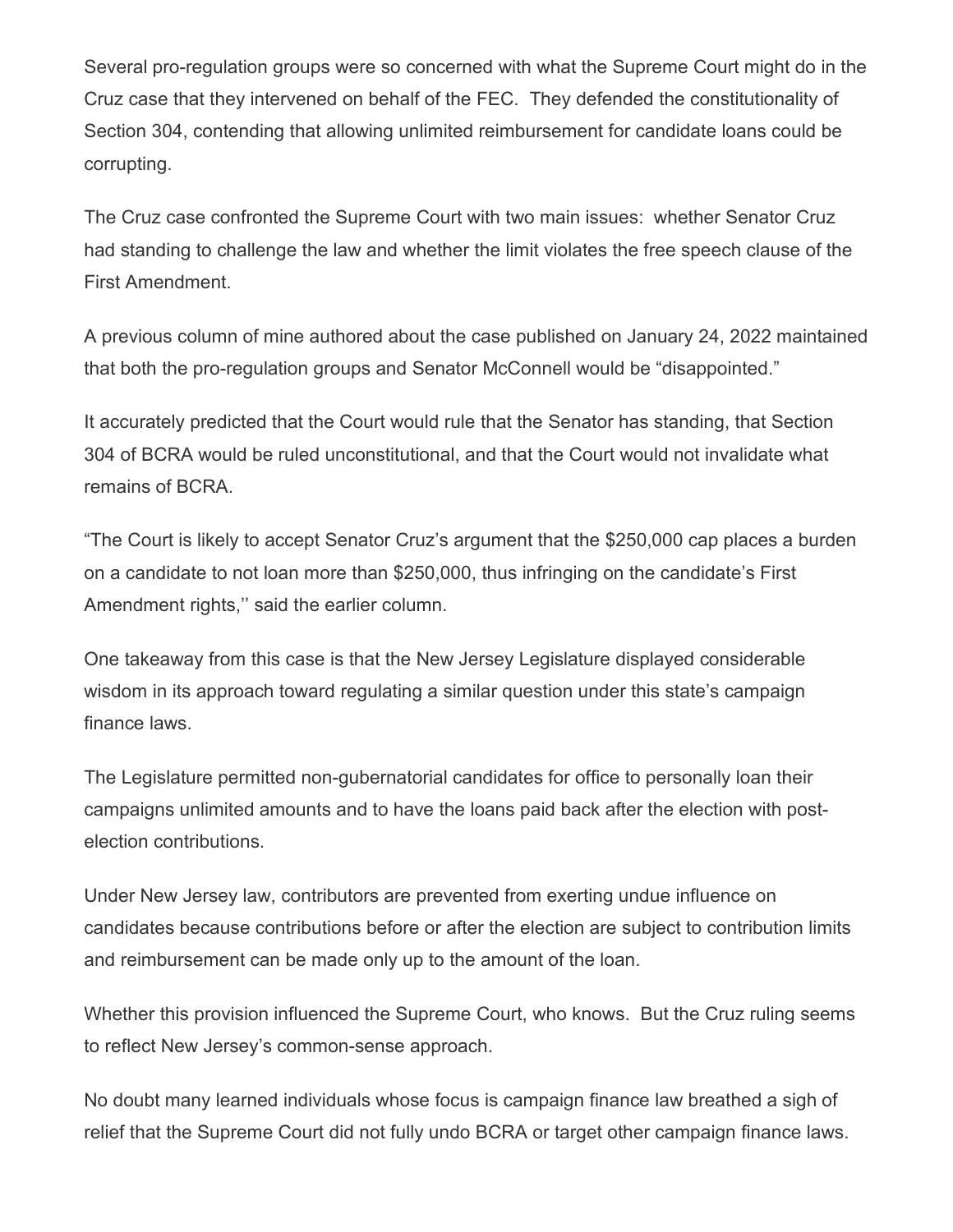Several pro-regulation groups were so concerned with what the Supreme Court might do in the Cruz case that they intervened on behalf of the FEC. They defended the constitutionality of Section 304, contending that allowing unlimited reimbursement for candidate loans could be corrupting.

The Cruz case confronted the Supreme Court with two main issues: whether Senator Cruz had standing to challenge the law and whether the limit violates the free speech clause of the First Amendment.

A previous column of mine authored about the case published on January 24, 2022 maintained that both the pro-regulation groups and Senator McConnell would be "disappointed."

It accurately predicted that the Court would rule that the Senator has standing, that Section 304 of BCRA would be ruled unconstitutional, and that the Court would not invalidate what remains of BCRA.

"The Court is likely to accept Senator Cruz's argument that the $250,000 cap places a burden on a candidate to not loan more than $250,000, thus infringing on the candidate's First Amendment rights,'' said the earlier column.

One takeaway from this case is that the New Jersey Legislature displayed considerable wisdom in its approach toward regulating a similar question under this state's campaign finance laws.

The Legislature permitted non-gubernatorial candidates for office to personally loan their campaigns unlimited amounts and to have the loans paid back after the election with post-election contributions.

Under New Jersey law, contributors are prevented from exerting undue influence on candidates because contributions before or after the election are subject to contribution limits and reimbursement can be made only up to the amount of the loan.

Whether this provision influenced the Supreme Court, who knows. But the Cruz ruling seems to reflect New Jersey's common-sense approach.

No doubt many learned individuals whose focus is campaign finance law breathed a sigh of relief that the Supreme Court did not fully undo BCRA or target other campaign finance laws.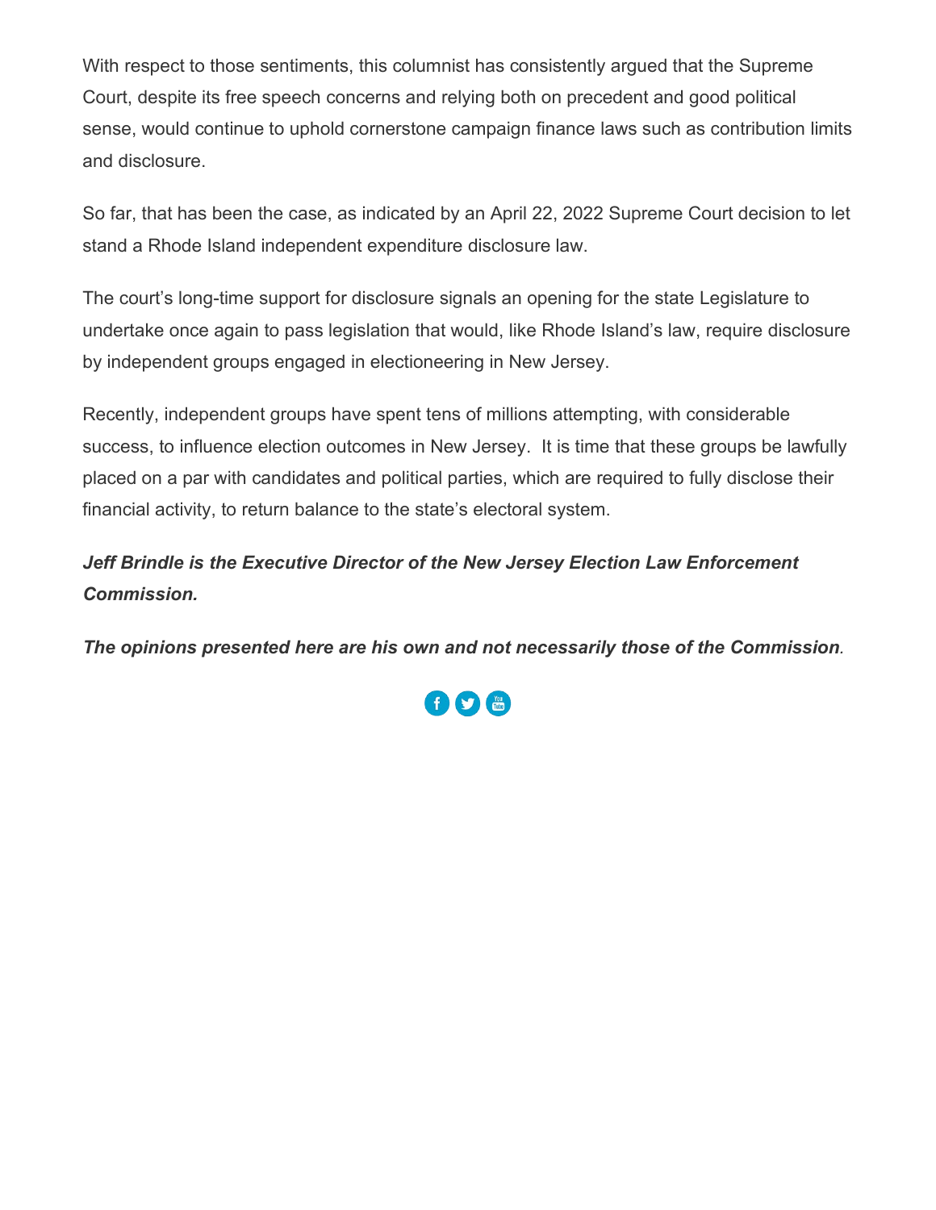With respect to those sentiments, this columnist has consistently argued that the Supreme Court, despite its free speech concerns and relying both on precedent and good political sense, would continue to uphold cornerstone campaign finance laws such as contribution limits and disclosure.

So far, that has been the case, as indicated by an April 22, 2022 Supreme Court decision to let stand a Rhode Island independent expenditure disclosure law.

The court's long-time support for disclosure signals an opening for the state Legislature to undertake once again to pass legislation that would, like Rhode Island's law, require disclosure by independent groups engaged in electioneering in New Jersey.

Recently, independent groups have spent tens of millions attempting, with considerable success, to influence election outcomes in New Jersey. It is time that these groups be lawfully placed on a par with candidates and political parties, which are required to fully disclose their financial activity, to return balance to the state's electoral system.

***Jeff Brindle is the Executive Director of the New Jersey Election Law Enforcement Commission.***

***The opinions presented here are his own and not necessarily those of the Commission.***